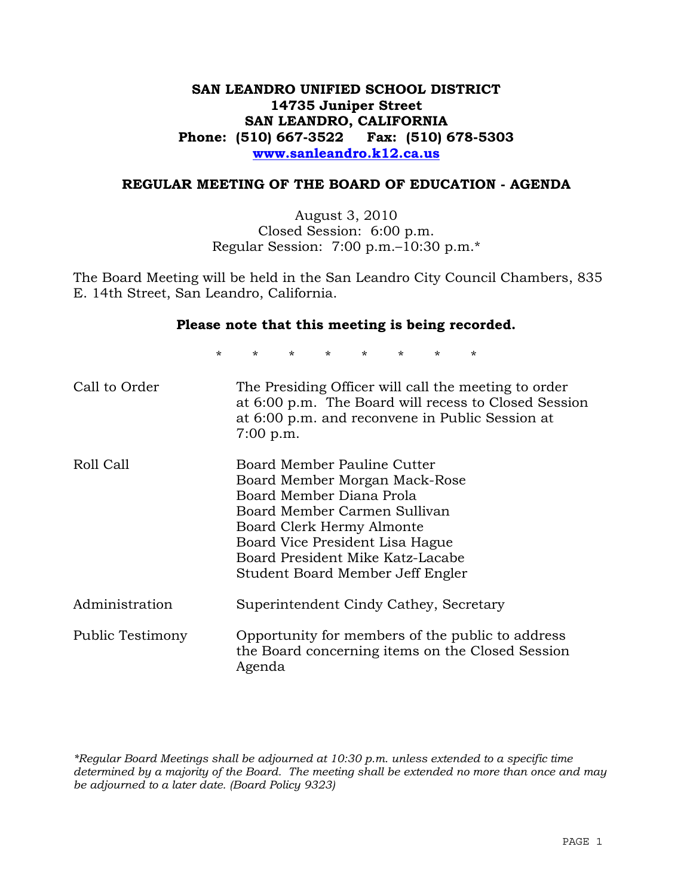**SAN LEANDRO UNIFIED SCHOOL DISTRICT**
**14735 Juniper Street**
**SAN LEANDRO, CALIFORNIA**
**Phone: (510) 667-3522 Fax: (510) 678-5303**
**www.sanleandro.k12.ca.us**

## REGULAR MEETING OF THE BOARD OF EDUCATION - AGENDA

August 3, 2010
Closed Session: 6:00 p.m.
Regular Session: 7:00 p.m.–10:30 p.m.*

The Board Meeting will be held in the San Leandro City Council Chambers, 835 E. 14th Street, San Leandro, California.

**Please note that this meeting is being recorded.**

\* \* \* \* \* \* \* \*

| | |
|---|---|
| Call to Order | The Presiding Officer will call the meeting to order at 6:00 p.m. The Board will recess to Closed Session at 6:00 p.m. and reconvene in Public Session at 7:00 p.m. |
| Roll Call | Board Member Pauline Cutter<br>Board Member Morgan Mack-Rose<br>Board Member Diana Prola<br>Board Member Carmen Sullivan<br>Board Clerk Hermy Almonte<br>Board Vice President Lisa Hague<br>Board President Mike Katz-Lacabe<br>Student Board Member Jeff Engler |
| Administration | Superintendent Cindy Cathey, Secretary |
| Public Testimony | Opportunity for members of the public to address the Board concerning items on the Closed Session Agenda |

*\*Regular Board Meetings shall be adjourned at 10:30 p.m. unless extended to a specific time determined by a majority of the Board. The meeting shall be extended no more than once and may be adjourned to a later date. (Board Policy 9323)*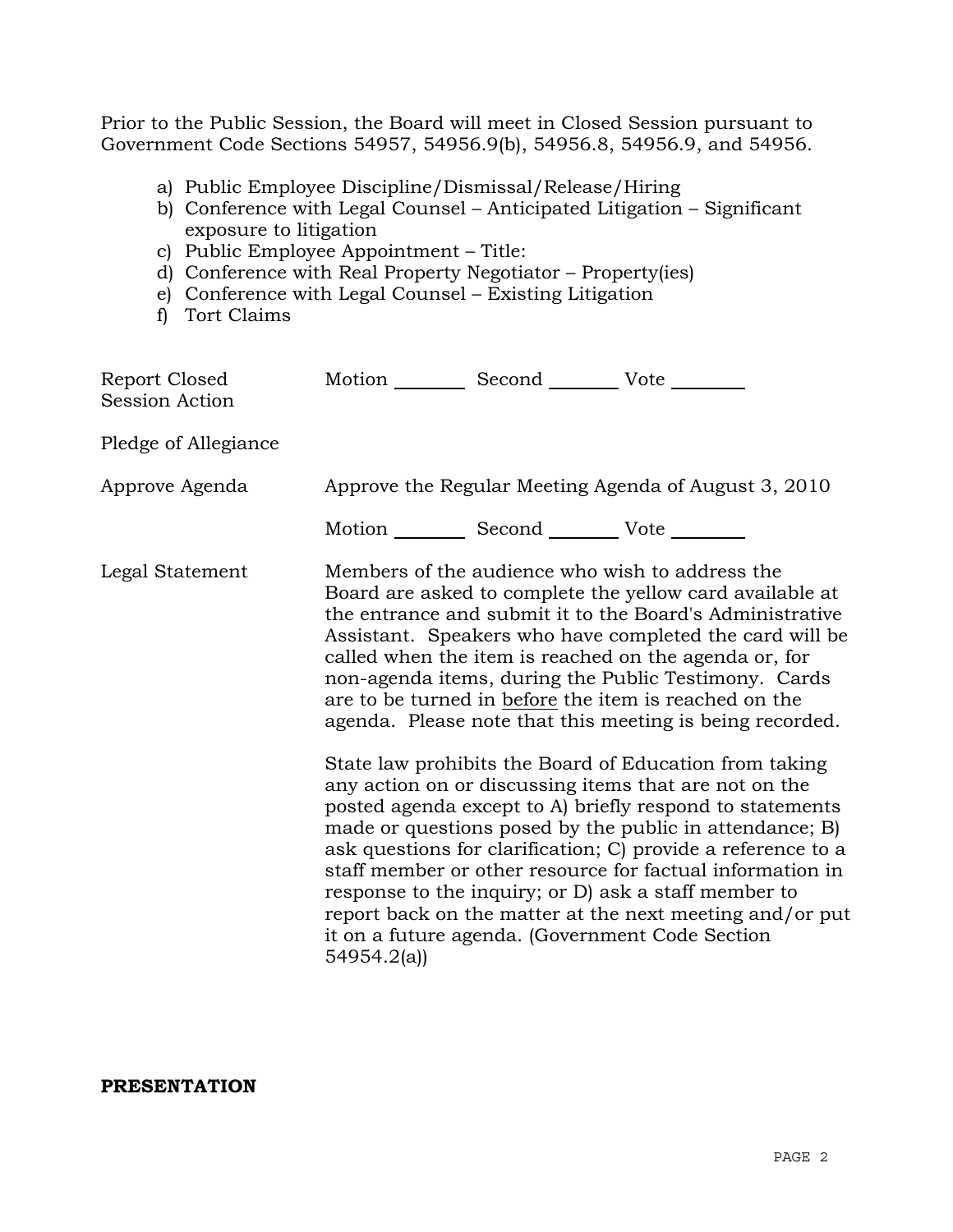Prior to the Public Session, the Board will meet in Closed Session pursuant to Government Code Sections 54957, 54956.9(b), 54956.8, 54956.9, and 54956.

a) Public Employee Discipline/Dismissal/Release/Hiring
b) Conference with Legal Counsel – Anticipated Litigation – Significant exposure to litigation
c) Public Employee Appointment – Title:
d) Conference with Real Property Negotiator – Property(ies)
e) Conference with Legal Counsel – Existing Litigation
f) Tort Claims

Report Closed Session Action — Motion ________ Second ________ Vote ________

Pledge of Allegiance

Approve Agenda — Approve the Regular Meeting Agenda of August 3, 2010

Motion ________ Second ________ Vote ________

Legal Statement — Members of the audience who wish to address the Board are asked to complete the yellow card available at the entrance and submit it to the Board's Administrative Assistant. Speakers who have completed the card will be called when the item is reached on the agenda or, for non-agenda items, during the Public Testimony. Cards are to be turned in <u>before</u> the item is reached on the agenda. Please note that this meeting is being recorded.

State law prohibits the Board of Education from taking any action on or discussing items that are not on the posted agenda except to A) briefly respond to statements made or questions posed by the public in attendance; B) ask questions for clarification; C) provide a reference to a staff member or other resource for factual information in response to the inquiry; or D) ask a staff member to report back on the matter at the next meeting and/or put it on a future agenda. (Government Code Section 54954.2(a))

**PRESENTATION**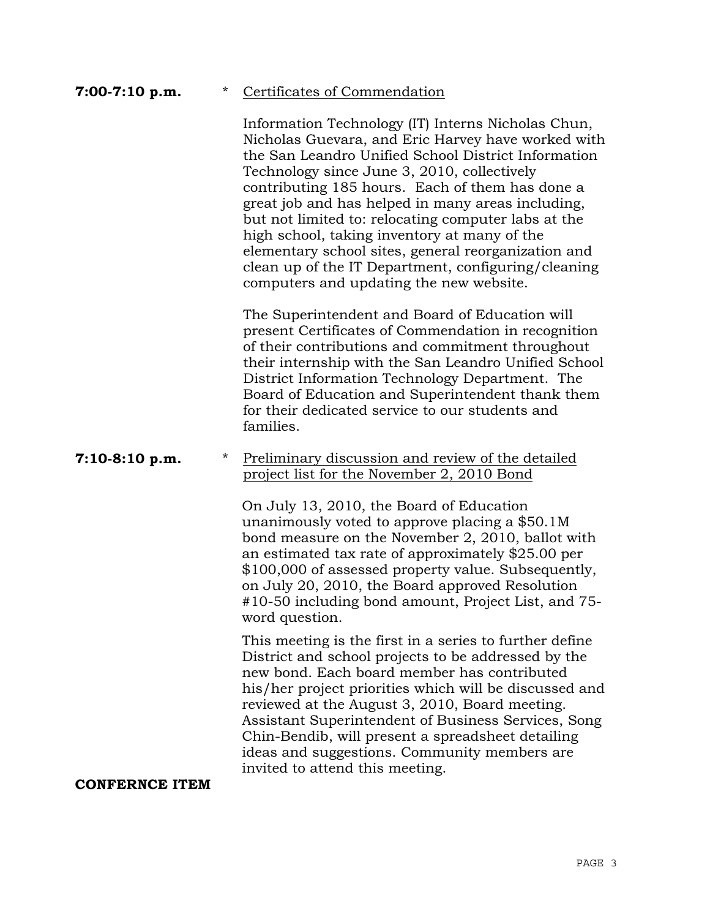**7:00-7:10 p.m.** * Certificates of Commendation

Information Technology (IT) Interns Nicholas Chun, Nicholas Guevara, and Eric Harvey have worked with the San Leandro Unified School District Information Technology since June 3, 2010, collectively contributing 185 hours. Each of them has done a great job and has helped in many areas including, but not limited to: relocating computer labs at the high school, taking inventory at many of the elementary school sites, general reorganization and clean up of the IT Department, configuring/cleaning computers and updating the new website.

The Superintendent and Board of Education will present Certificates of Commendation in recognition of their contributions and commitment throughout their internship with the San Leandro Unified School District Information Technology Department. The Board of Education and Superintendent thank them for their dedicated service to our students and families.

**7:10-8:10 p.m.** * Preliminary discussion and review of the detailed project list for the November 2, 2010 Bond

On July 13, 2010, the Board of Education unanimously voted to approve placing a $50.1M bond measure on the November 2, 2010, ballot with an estimated tax rate of approximately $25.00 per $100,000 of assessed property value. Subsequently, on July 20, 2010, the Board approved Resolution #10-50 including bond amount, Project List, and 75-word question.

This meeting is the first in a series to further define District and school projects to be addressed by the new bond. Each board member has contributed his/her project priorities which will be discussed and reviewed at the August 3, 2010, Board meeting. Assistant Superintendent of Business Services, Song Chin-Bendib, will present a spreadsheet detailing ideas and suggestions. Community members are invited to attend this meeting.

**CONFERNCE ITEM**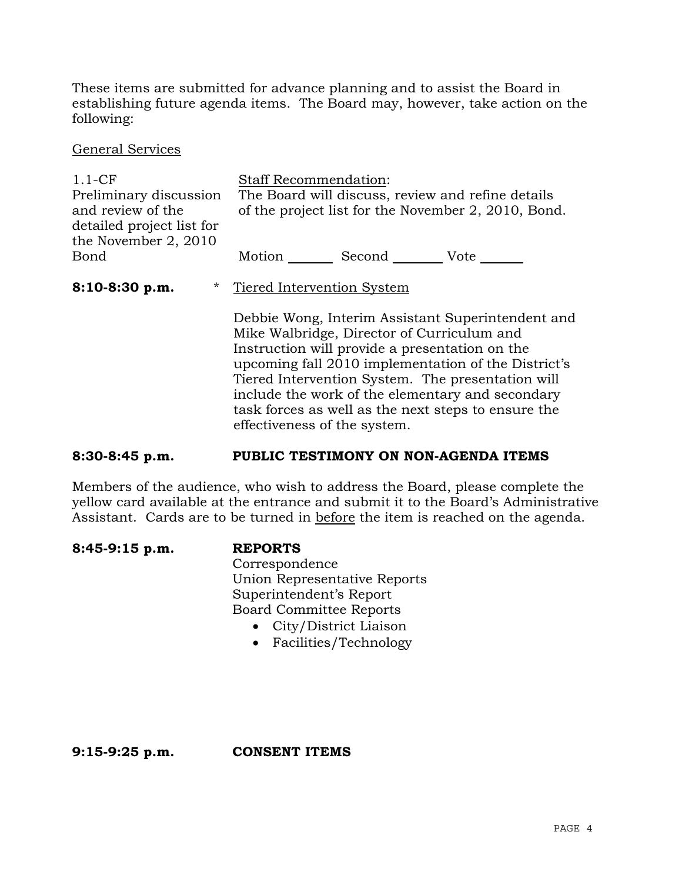These items are submitted for advance planning and to assist the Board in establishing future agenda items. The Board may, however, take action on the following:

General Services

| | |
|---|---|
| 1.1-CF<br>Preliminary discussion and review of the detailed project list for the November 2, 2010 Bond | Staff Recommendation:<br>The Board will discuss, review and refine details of the project list for the November 2, 2010, Bond.<br><br>Motion \_\_\_\_\_\_ Second \_\_\_\_\_\_ Vote \_\_\_\_\_\_ |

**8:10-8:30 p.m.** * Tiered Intervention System

Debbie Wong, Interim Assistant Superintendent and Mike Walbridge, Director of Curriculum and Instruction will provide a presentation on the upcoming fall 2010 implementation of the District's Tiered Intervention System. The presentation will include the work of the elementary and secondary task forces as well as the next steps to ensure the effectiveness of the system.

**8:30-8:45 p.m. PUBLIC TESTIMONY ON NON-AGENDA ITEMS**

Members of the audience, who wish to address the Board, please complete the yellow card available at the entrance and submit it to the Board's Administrative Assistant. Cards are to be turned in before the item is reached on the agenda.

**8:45-9:15 p.m. REPORTS**

Correspondence
Union Representative Reports
Superintendent's Report
Board Committee Reports

- City/District Liaison
- Facilities/Technology

**9:15-9:25 p.m. CONSENT ITEMS**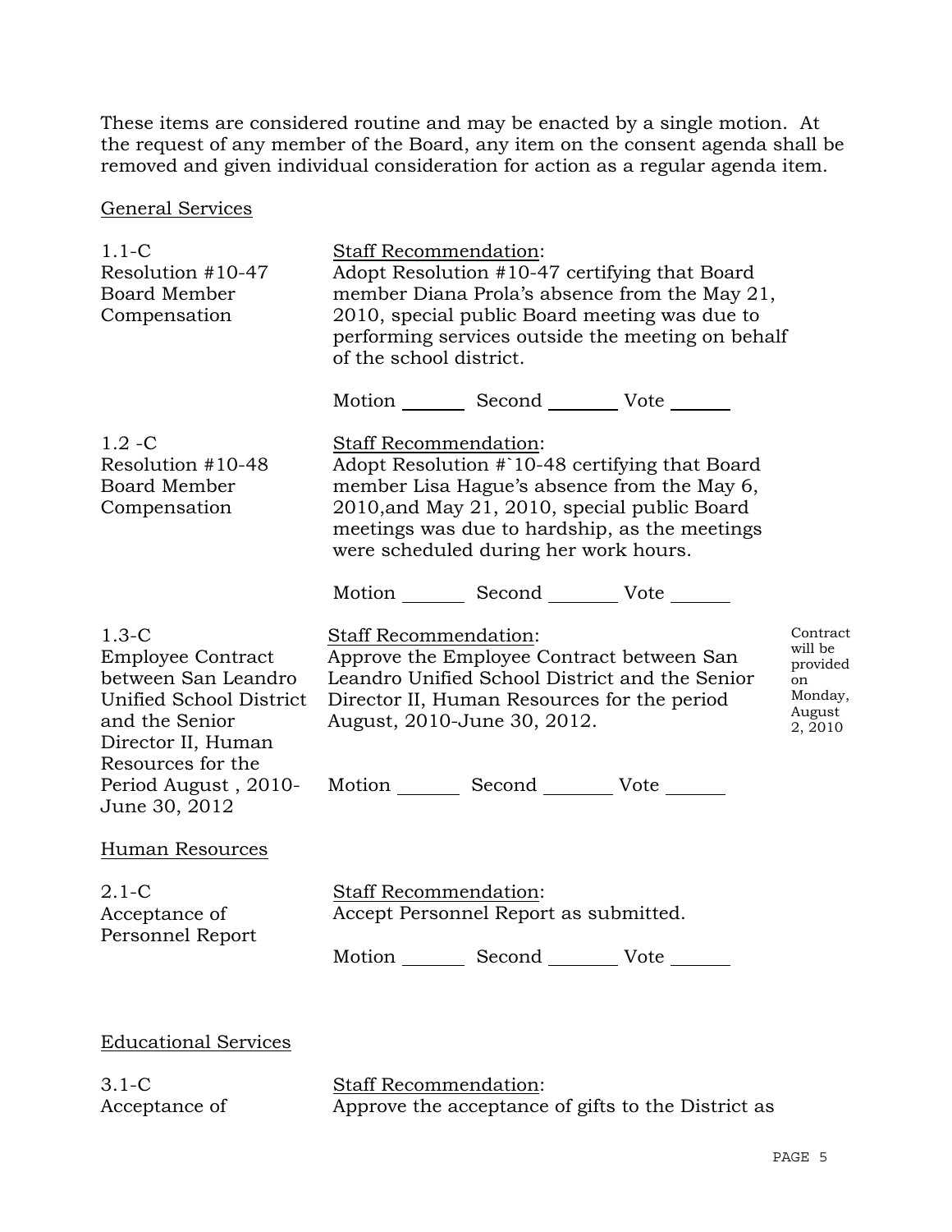These items are considered routine and may be enacted by a single motion. At the request of any member of the Board, any item on the consent agenda shall be removed and given individual consideration for action as a regular agenda item.

General Services

1.1-C
Resolution #10-47
Board Member Compensation

Staff Recommendation:
Adopt Resolution #10-47 certifying that Board member Diana Prola's absence from the May 21, 2010, special public Board meeting was due to performing services outside the meeting on behalf of the school district.

Motion _______ Second _______ Vote _______

1.2 -C
Resolution #10-48
Board Member Compensation

Staff Recommendation:
Adopt Resolution #`10-48 certifying that Board member Lisa Hague's absence from the May 6, 2010,and May 21, 2010, special public Board meetings was due to hardship, as the meetings were scheduled during her work hours.

Motion _______ Second _______ Vote _______

1.3-C
Employee Contract between San Leandro Unified School District and the Senior Director II, Human Resources for the Period August , 2010-June 30, 2012

Staff Recommendation:
Approve the Employee Contract between San Leandro Unified School District and the Senior Director II, Human Resources for the period August, 2010-June 30, 2012.

Contract will be provided on Monday, August 2, 2010

Motion _______ Second _______ Vote _______

Human Resources

2.1-C
Acceptance of Personnel Report

Staff Recommendation:
Accept Personnel Report as submitted.

Motion _______ Second _______ Vote _______

Educational Services

3.1-C
Acceptance of

Staff Recommendation:
Approve the acceptance of gifts to the District as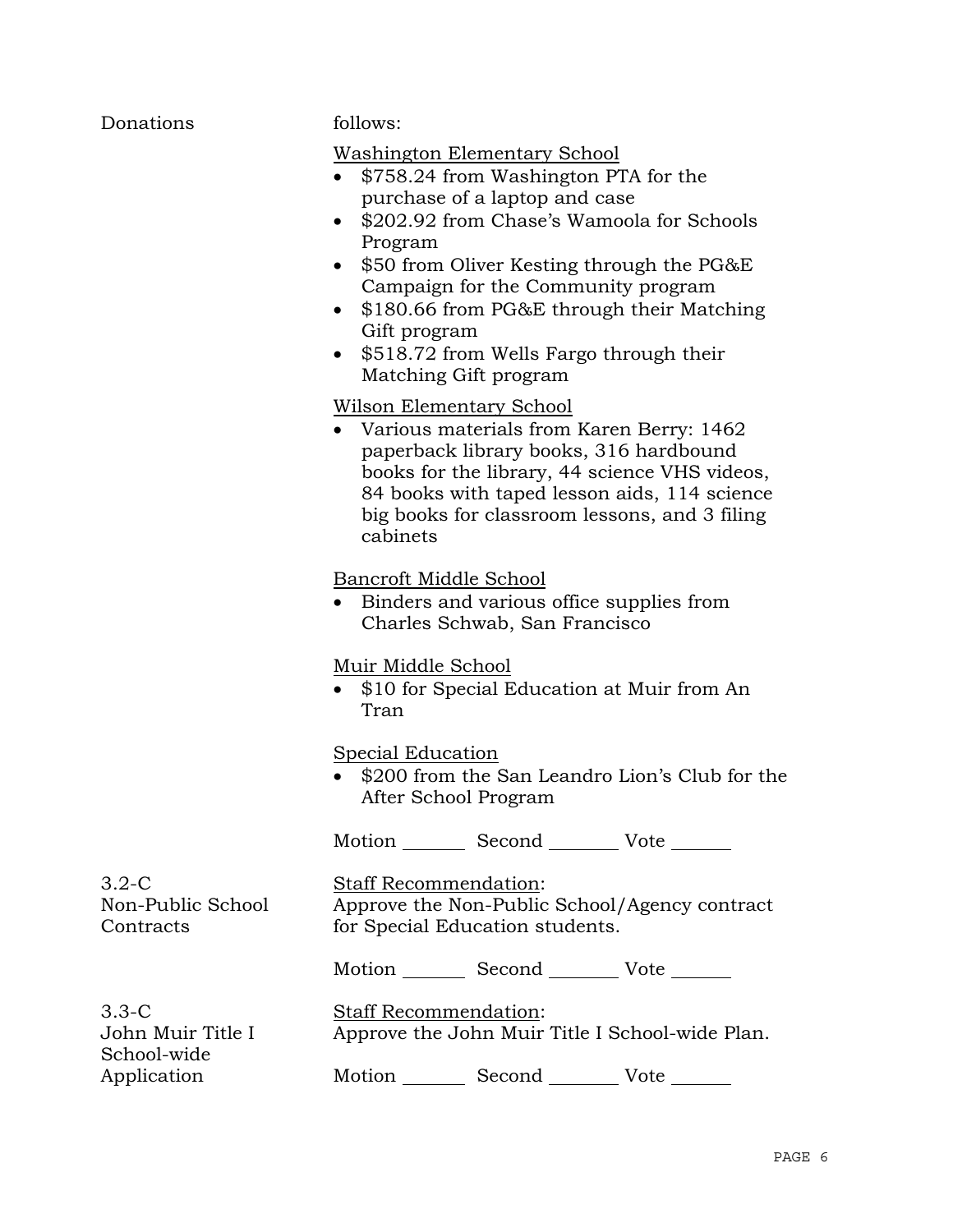Donations

follows:

Washington Elementary School

- $758.24 from Washington PTA for the purchase of a laptop and case
- $202.92 from Chase's Wamoola for Schools Program
- $50 from Oliver Kesting through the PG&E Campaign for the Community program
- $180.66 from PG&E through their Matching Gift program
- $518.72 from Wells Fargo through their Matching Gift program

Wilson Elementary School

- Various materials from Karen Berry: 1462 paperback library books, 316 hardbound books for the library, 44 science VHS videos, 84 books with taped lesson aids, 114 science big books for classroom lessons, and 3 filing cabinets

Bancroft Middle School

- Binders and various office supplies from Charles Schwab, San Francisco

Muir Middle School

- $10 for Special Education at Muir from An Tran

Special Education

- $200 from the San Leandro Lion's Club for the After School Program

Motion _______ Second _______ Vote _______

3.2-C
Non-Public School Contracts

Staff Recommendation:
Approve the Non-Public School/Agency contract for Special Education students.

Motion _______ Second _______ Vote _______

3.3-C
John Muir Title I School-wide Application

Staff Recommendation:
Approve the John Muir Title I School-wide Plan.

Motion _______ Second _______ Vote _______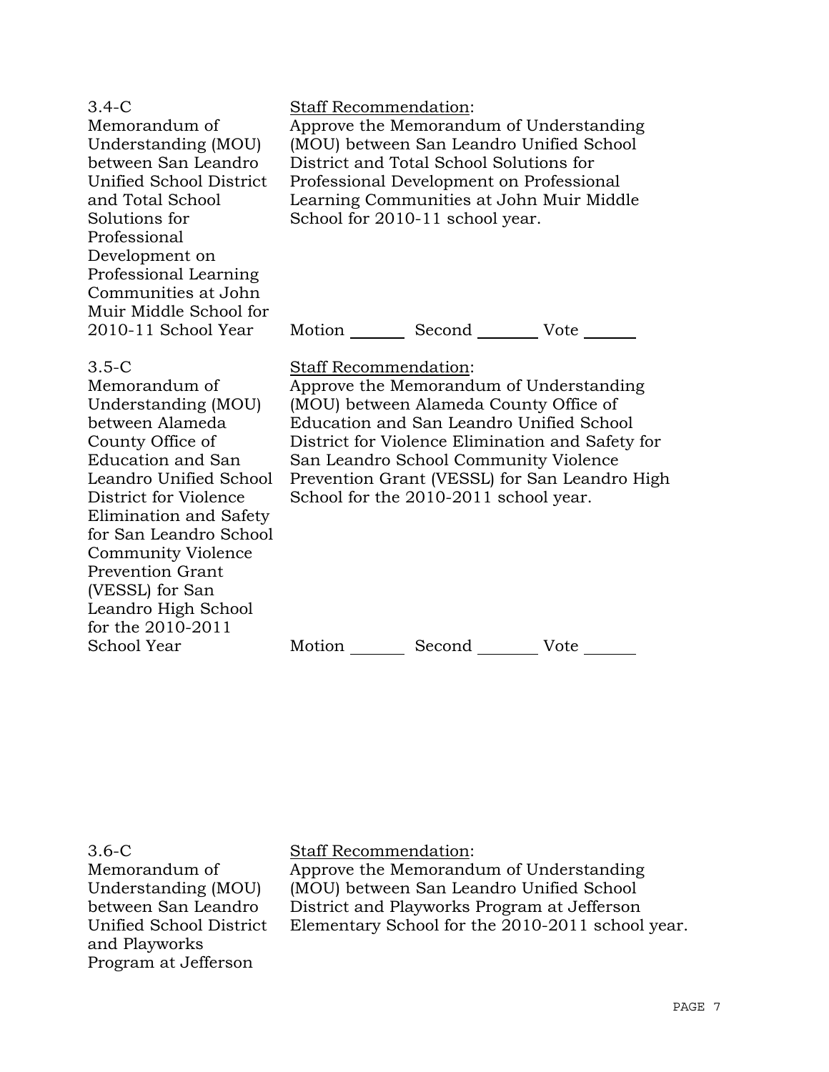3.4-C
Memorandum of Understanding (MOU) between San Leandro Unified School District and Total School Solutions for Professional Development on Professional Learning Communities at John Muir Middle School for 2010-11 School Year

Staff Recommendation:
Approve the Memorandum of Understanding (MOU) between San Leandro Unified School District and Total School Solutions for Professional Development on Professional Learning Communities at John Muir Middle School for 2010-11 school year.

Motion _______ Second _______ Vote _______

3.5-C
Memorandum of Understanding (MOU) between Alameda County Office of Education and San Leandro Unified School District for Violence Elimination and Safety for San Leandro School Community Violence Prevention Grant (VESSL) for San Leandro High School for the 2010-2011 School Year

Staff Recommendation:
Approve the Memorandum of Understanding (MOU) between Alameda County Office of Education and San Leandro Unified School District for Violence Elimination and Safety for San Leandro School Community Violence Prevention Grant (VESSL) for San Leandro High School for the 2010-2011 school year.

Motion _______ Second _______ Vote _______

3.6-C
Memorandum of Understanding (MOU) between San Leandro Unified School District and Playworks Program at Jefferson

Staff Recommendation:
Approve the Memorandum of Understanding (MOU) between San Leandro Unified School District and Playworks Program at Jefferson Elementary School for the 2010-2011 school year.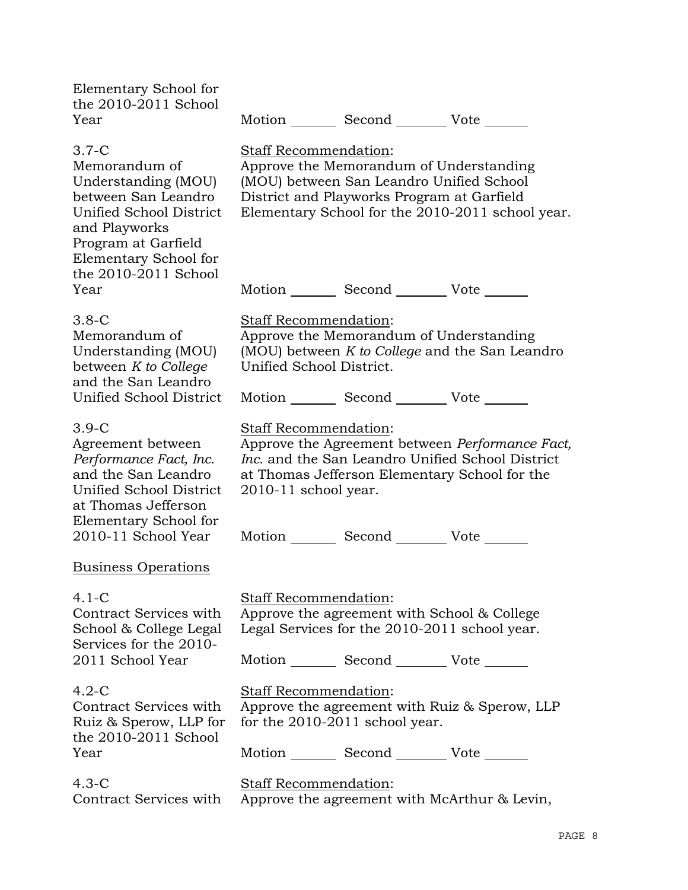Elementary School for the 2010-2011 School Year

Motion _______ Second _______ Vote _______

3.7-C
Memorandum of Understanding (MOU) between San Leandro Unified School District and Playworks Program at Garfield Elementary School for the 2010-2011 School Year

Staff Recommendation:
Approve the Memorandum of Understanding (MOU) between San Leandro Unified School District and Playworks Program at Garfield Elementary School for the 2010-2011 school year.

Motion _______ Second _______ Vote _______

3.8-C
Memorandum of Understanding (MOU) between *K to College* and the San Leandro Unified School District

Staff Recommendation:
Approve the Memorandum of Understanding (MOU) between *K to College* and the San Leandro Unified School District.

Motion _______ Second _______ Vote _______

3.9-C
Agreement between *Performance Fact, Inc.* and the San Leandro Unified School District at Thomas Jefferson Elementary School for 2010-11 School Year

Staff Recommendation:
Approve the Agreement between *Performance Fact, Inc.* and the San Leandro Unified School District at Thomas Jefferson Elementary School for the 2010-11 school year.

Motion _______ Second _______ Vote _______

Business Operations

4.1-C
Contract Services with School & College Legal Services for the 2010-2011 School Year

Staff Recommendation:
Approve the agreement with School & College Legal Services for the 2010-2011 school year.

Motion _______ Second _______ Vote _______

4.2-C
Contract Services with Ruiz & Sperow, LLP for the 2010-2011 School Year

Staff Recommendation:
Approve the agreement with Ruiz & Sperow, LLP for the 2010-2011 school year.

Motion _______ Second _______ Vote _______

4.3-C
Contract Services with

Staff Recommendation:
Approve the agreement with McArthur & Levin,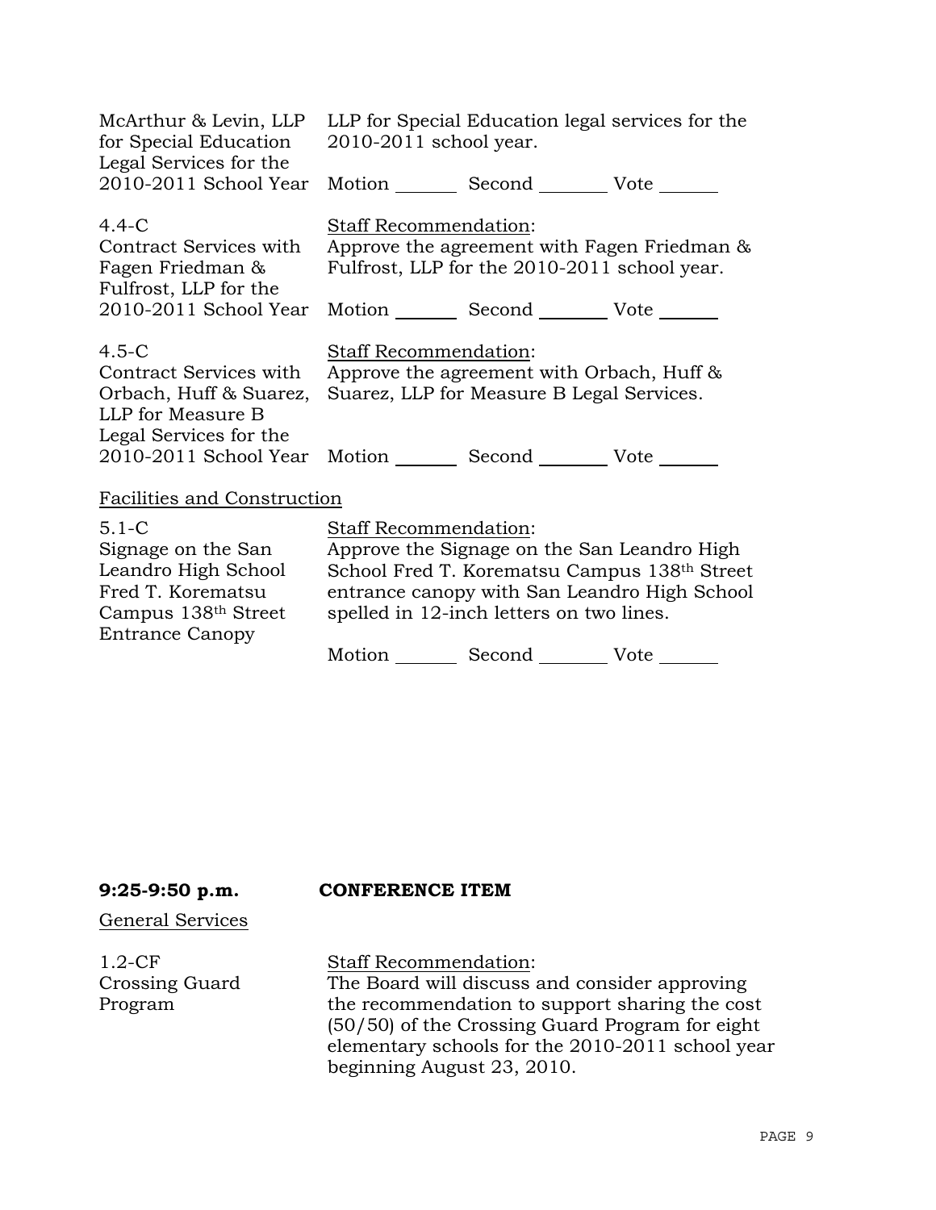| | |
|---|---|
| McArthur & Levin, LLP for Special Education Legal Services for the 2010-2011 School Year | LLP for Special Education legal services for the 2010-2011 school year.<br><br>Motion _______ Second _______ Vote _______ |
| 4.4-C<br>Contract Services with Fagen Friedman & Fulfrost, LLP for the 2010-2011 School Year | Staff Recommendation:<br>Approve the agreement with Fagen Friedman & Fulfrost, LLP for the 2010-2011 school year.<br><br>Motion _______ Second _______ Vote _______ |
| 4.5-C<br>Contract Services with Orbach, Huff & Suarez, LLP for Measure B Legal Services for the 2010-2011 School Year | Staff Recommendation:<br>Approve the agreement with Orbach, Huff & Suarez, LLP for Measure B Legal Services.<br><br>Motion _______ Second _______ Vote _______ |

Facilities and Construction

| | |
|---|---|
| 5.1-C<br>Signage on the San Leandro High School Fred T. Korematsu Campus 138th Street Entrance Canopy | Staff Recommendation:<br>Approve the Signage on the San Leandro High School Fred T. Korematsu Campus 138th Street entrance canopy with San Leandro High School spelled in 12-inch letters on two lines.<br><br>Motion _______ Second _______ Vote _______ |

**9:25-9:50 p.m.** **CONFERENCE ITEM**

General Services

| | |
|---|---|
| 1.2-CF<br>Crossing Guard Program | Staff Recommendation:<br>The Board will discuss and consider approving the recommendation to support sharing the cost (50/50) of the Crossing Guard Program for eight elementary schools for the 2010-2011 school year beginning August 23, 2010. |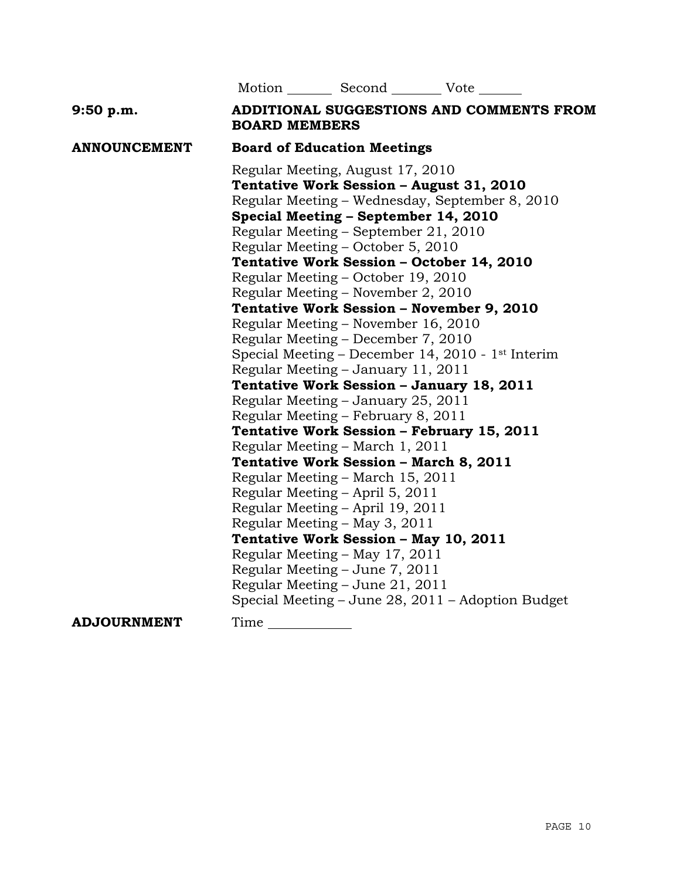Motion _______ Second ________ Vote ______

**9:50 p.m.** **ADDITIONAL SUGGESTIONS AND COMMENTS FROM BOARD MEMBERS**

**ANNOUNCEMENT** **Board of Education Meetings**

Regular Meeting, August 17, 2010
**Tentative Work Session – August 31, 2010**
Regular Meeting – Wednesday, September 8, 2010
**Special Meeting – September 14, 2010**
Regular Meeting – September 21, 2010
Regular Meeting – October 5, 2010
**Tentative Work Session – October 14, 2010**
Regular Meeting – October 19, 2010
Regular Meeting – November 2, 2010
**Tentative Work Session – November 9, 2010**
Regular Meeting – November 16, 2010
Regular Meeting – December 7, 2010
Special Meeting – December 14, 2010 - 1st Interim
Regular Meeting – January 11, 2011
**Tentative Work Session – January 18, 2011**
Regular Meeting – January 25, 2011
Regular Meeting – February 8, 2011
**Tentative Work Session – February 15, 2011**
Regular Meeting – March 1, 2011
**Tentative Work Session – March 8, 2011**
Regular Meeting – March 15, 2011
Regular Meeting – April 5, 2011
Regular Meeting – April 19, 2011
Regular Meeting – May 3, 2011
**Tentative Work Session – May 10, 2011**
Regular Meeting – May 17, 2011
Regular Meeting – June 7, 2011
Regular Meeting – June 21, 2011
Special Meeting – June 28, 2011 – Adoption Budget

**ADJOURNMENT** Time ____________